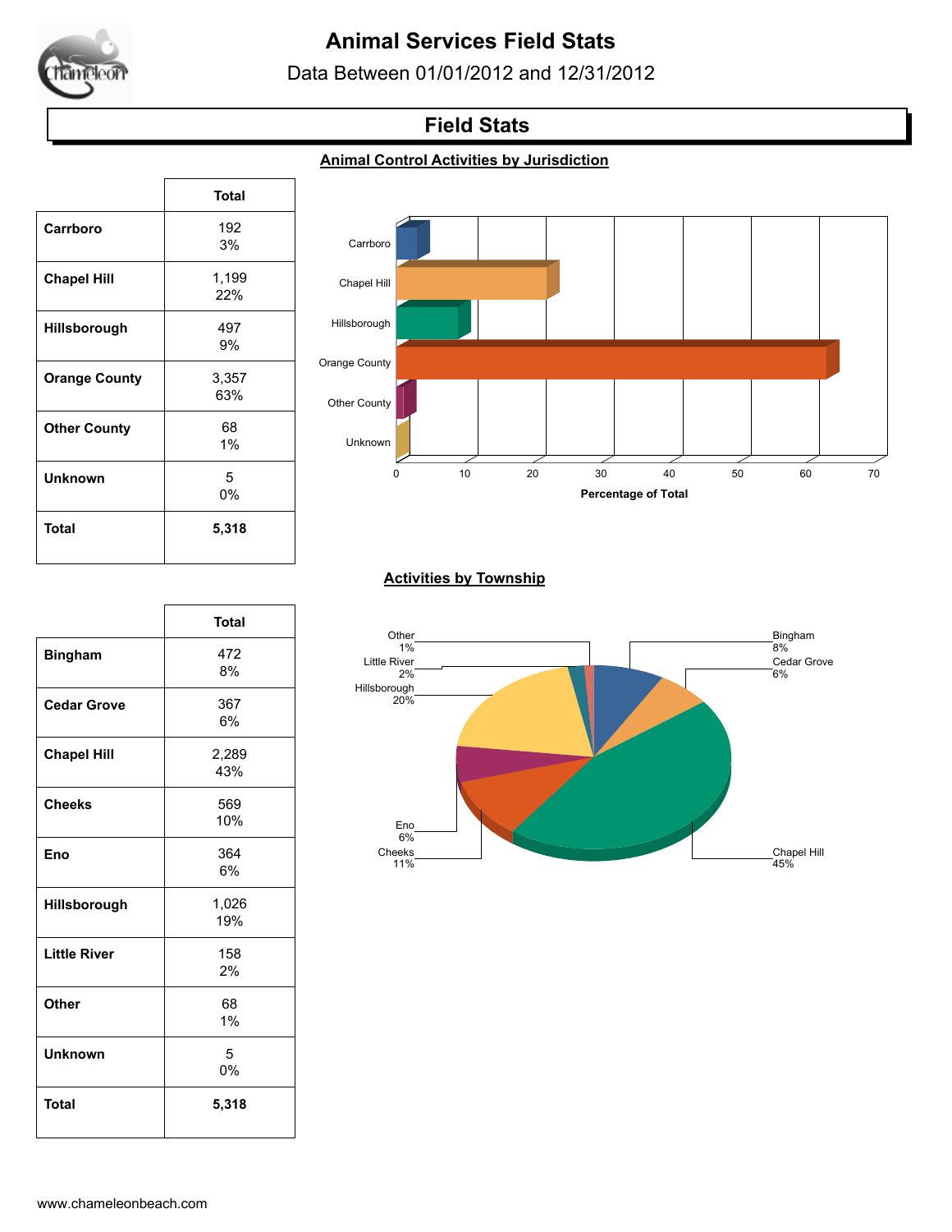# Animal Services Field Stats

Data Between 01/01/2012 and 12/31/2012

## Field Stats

### Animal Control Activities by Jurisdiction

| | Total |
|---|---|
| **Carrboro** | 192<br>3% |
| **Chapel Hill** | 1,199<br>22% |
| **Hillsborough** | 497<br>9% |
| **Orange County** | 3,357<br>63% |
| **Other County** | 68<br>1% |
| **Unknown** | 5<br>0% |
| **Total** | **5,318** |

### Activities by Township

| | Total |
|---|---|
| **Bingham** | 472<br>8% |
| **Cedar Grove** | 367<br>6% |
| **Chapel Hill** | 2,289<br>43% |
| **Cheeks** | 569<br>10% |
| **Eno** | 364<br>6% |
| **Hillsborough** | 1,026<br>19% |
| **Little River** | 158<br>2% |
| **Other** | 68<br>1% |
| **Unknown** | 5<br>0% |
| **Total** | **5,318** |

www.chameleonbeach.com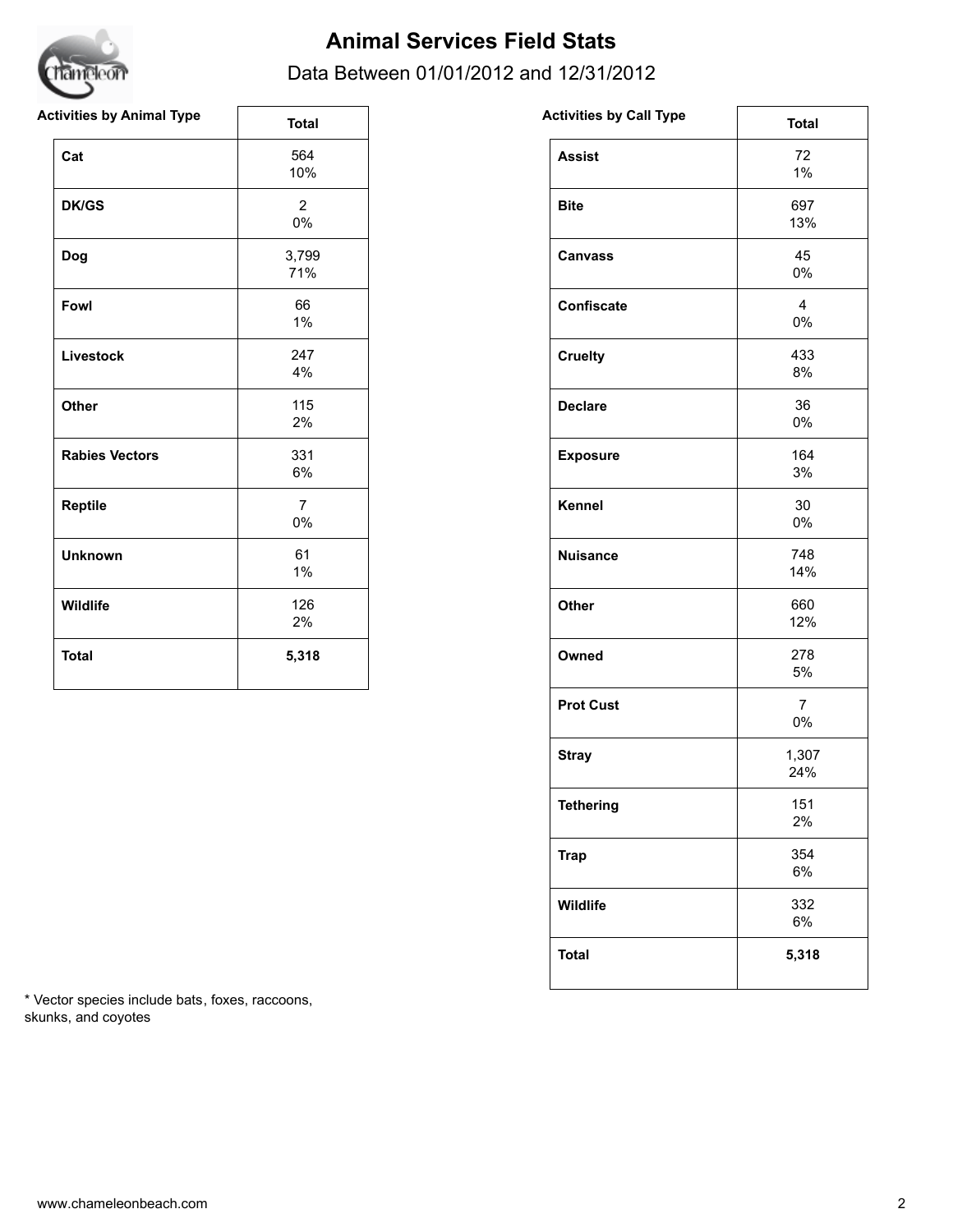# Animal Services Field Stats

Data Between 01/01/2012 and 12/31/2012

| Activities by Animal Type | Total |
|---|---|
| **Cat** | 564<br>10% |
| **DK/GS** | 2<br>0% |
| **Dog** | 3,799<br>71% |
| **Fowl** | 66<br>1% |
| **Livestock** | 247<br>4% |
| **Other** | 115<br>2% |
| **Rabies Vectors** | 331<br>6% |
| **Reptile** | 7<br>0% |
| **Unknown** | 61<br>1% |
| **Wildlife** | 126<br>2% |
| **Total** | **5,318** |

| Activities by Call Type | Total |
|---|---|
| **Assist** | 72<br>1% |
| **Bite** | 697<br>13% |
| **Canvass** | 45<br>0% |
| **Confiscate** | 4<br>0% |
| **Cruelty** | 433<br>8% |
| **Declare** | 36<br>0% |
| **Exposure** | 164<br>3% |
| **Kennel** | 30<br>0% |
| **Nuisance** | 748<br>14% |
| **Other** | 660<br>12% |
| **Owned** | 278<br>5% |
| **Prot Cust** | 7<br>0% |
| **Stray** | 1,307<br>24% |
| **Tethering** | 151<br>2% |
| **Trap** | 354<br>6% |
| **Wildlife** | 332<br>6% |
| **Total** | **5,318** |

* Vector species include bats, foxes, raccoons, skunks, and coyotes

www.chameleonbeach.com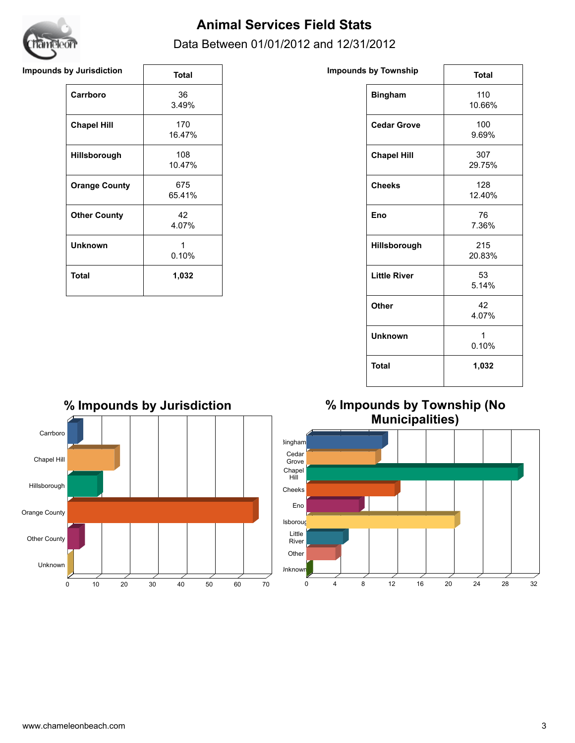# Animal Services Field Stats

Data Between 01/01/2012 and 12/31/2012

**Impounds by Jurisdiction**

| | Total |
|---|---|
| **Carrboro** | 36<br>3.49% |
| **Chapel Hill** | 170<br>16.47% |
| **Hillsborough** | 108<br>10.47% |
| **Orange County** | 675<br>65.41% |
| **Other County** | 42<br>4.07% |
| **Unknown** | 1<br>0.10% |
| **Total** | **1,032** |

**Impounds by Township**

| | Total |
|---|---|
| **Bingham** | 110<br>10.66% |
| **Cedar Grove** | 100<br>9.69% |
| **Chapel Hill** | 307<br>29.75% |
| **Cheeks** | 128<br>12.40% |
| **Eno** | 76<br>7.36% |
| **Hillsborough** | 215<br>20.83% |
| **Little River** | 53<br>5.14% |
| **Other** | 42<br>4.07% |
| **Unknown** | 1<br>0.10% |
| **Total** | **1,032** |

## % Impounds by Jurisdiction

Carrboro
Chapel Hill
Hillsborough
Orange County
Other County
Unknown

0 10 20 30 40 50 60 70

## % Impounds by Township (No Municipalities)

Bingham
Cedar Grove
Chapel Hill
Cheeks
Eno
Hillsborough
Little River
Other
Unknown

0 4 8 12 16 20 24 28 32

www.chameleonbeach.com